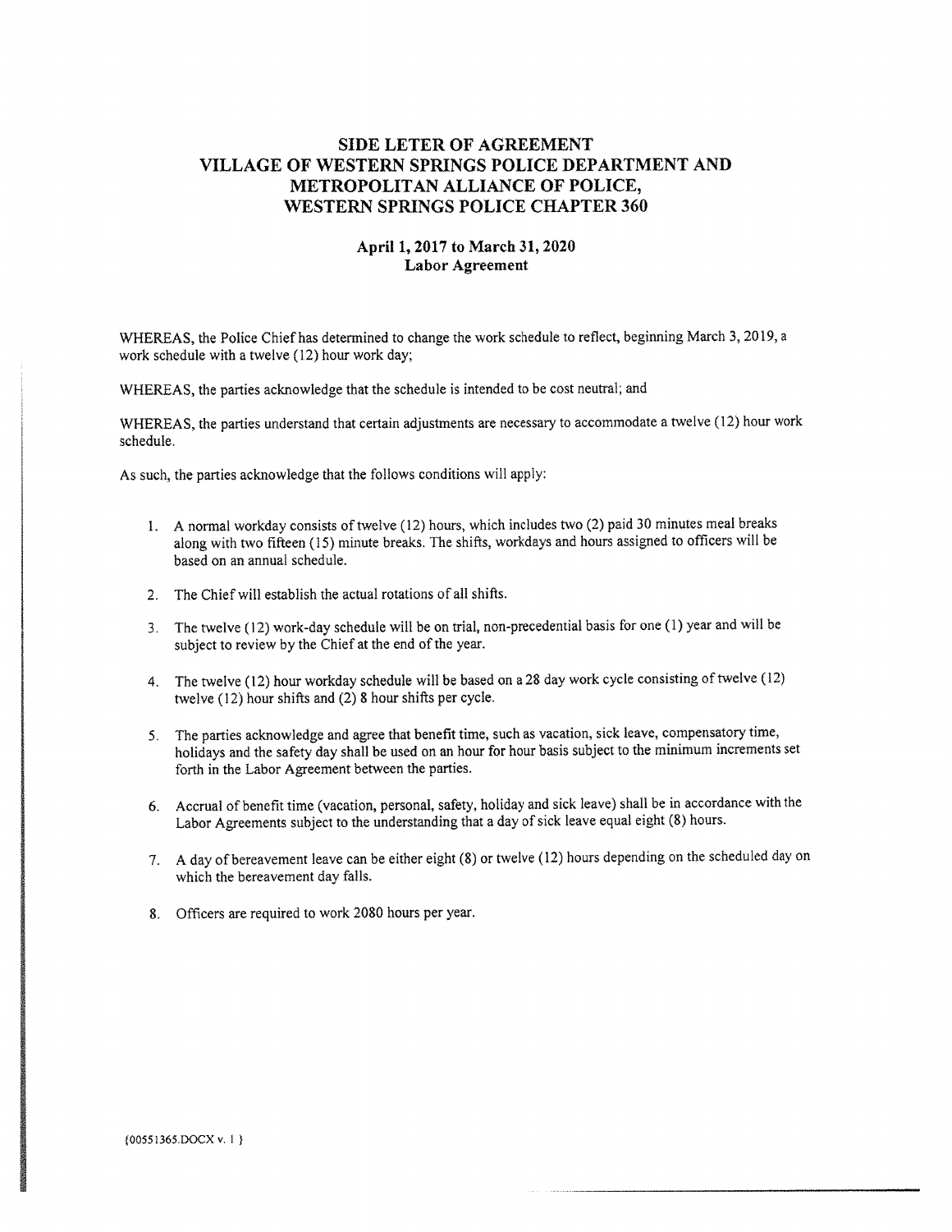# SIDE LETER OF AGREEMENT
# VILLAGE OF WESTERN SPRINGS POLICE DEPARTMENT AND METROPOLITAN ALLIANCE OF POLICE, WESTERN SPRINGS POLICE CHAPTER 360

## April 1, 2017 to March 31, 2020
## Labor Agreement

WHEREAS, the Police Chief has determined to change the work schedule to reflect, beginning March 3, 2019, a work schedule with a twelve (12) hour work day;

WHEREAS, the parties acknowledge that the schedule is intended to be cost neutral; and

WHEREAS, the parties understand that certain adjustments are necessary to accommodate a twelve (12) hour work schedule.

As such, the parties acknowledge that the follows conditions will apply:

1. A normal workday consists of twelve (12) hours, which includes two (2) paid 30 minutes meal breaks along with two fifteen (15) minute breaks. The shifts, workdays and hours assigned to officers will be based on an annual schedule.
2. The Chief will establish the actual rotations of all shifts.
3. The twelve (12) work-day schedule will be on trial, non-precedential basis for one (1) year and will be subject to review by the Chief at the end of the year.
4. The twelve (12) hour workday schedule will be based on a 28 day work cycle consisting of twelve (12) twelve (12) hour shifts and (2) 8 hour shifts per cycle.
5. The parties acknowledge and agree that benefit time, such as vacation, sick leave, compensatory time, holidays and the safety day shall be used on an hour for hour basis subject to the minimum increments set forth in the Labor Agreement between the parties.
6. Accrual of benefit time (vacation, personal, safety, holiday and sick leave) shall be in accordance with the Labor Agreements subject to the understanding that a day of sick leave equal eight (8) hours.
7. A day of bereavement leave can be either eight (8) or twelve (12) hours depending on the scheduled day on which the bereavement day falls.
8. Officers are required to work 2080 hours per year.

{00551365.DOCX v. 1 }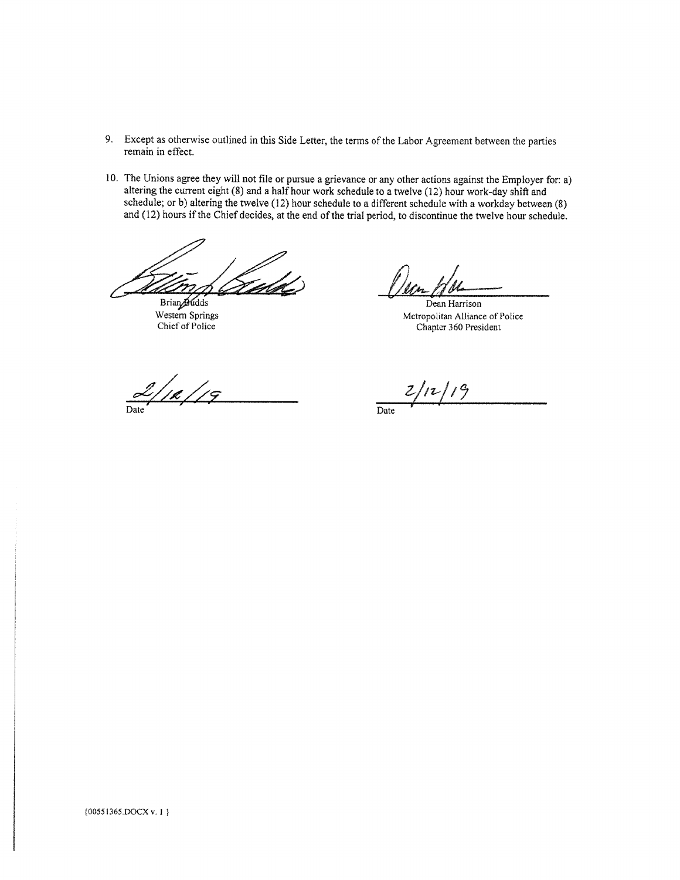9. Except as otherwise outlined in this Side Letter, the terms of the Labor Agreement between the parties remain in effect.

10. The Unions agree they will not file or pursue a grievance or any other actions against the Employer for: a) altering the current eight (8) and a half hour work schedule to a twelve (12) hour work-day shift and schedule; or b) altering the twelve (12) hour schedule to a different schedule with a workday between (8) and (12) hours if the Chief decides, at the end of the trial period, to discontinue the twelve hour schedule.

| | |
|---|---|
| Brian Budds | Dean Harrison |
| Western Springs | Metropolitan Alliance of Police |
| Chief of Police | Chapter 360 President |
| 2/12/19 | 2/12/19 |
| Date | Date |

{00551365.DOCX v. 1 }